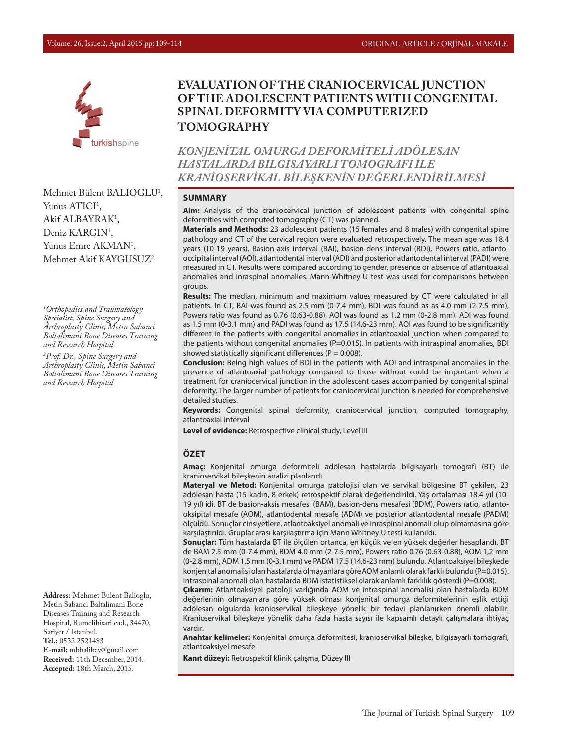ORIGINAL ARTICLE / ORJİNAL MAKALE

# EVALUATION OF THE CRANIOCERVICAL JUNCTION OF THE ADOLESCENT PATIENTS WITH CONGENITAL SPINAL DEFORMITY VIA COMPUTERIZED TOMOGRAPHY

## *KONJENİTAL OMURGA DEFORMİTELİ ADÖLESAN HASTALARDA BİLGİSAYARLI TOMOGRAFİ İLE KRANİOSERVİKAL BİLEŞKENİN DEĞERLENDİRİLMESİ*

Mehmet Bülent BALIOGLU[1], Yunus ATICI[1], Akif ALBAYRAK[1], Deniz KARGIN[1], Yunus Emre AKMAN[1], Mehmet Akif KAYGUSUZ[2]

*[1]Orthopedics and Traumatology Specialist, Spine Surgery and Arthroplasty Clinic, Metin Sabanci Baltalimani Bone Diseases Training and Research Hospital*

*[2]Prof. Dr., Spine Surgery and Arthroplasty Clinic, Metin Sabanci Baltalimani Bone Diseases Training and Research Hospital*

**Address:** Mehmet Bulent Balioglu, Metin Sabanci Baltalimani Bone Diseases Training and Research Hospital, Rumelihisari cad., 34470, Sariyer / Istanbul.
**Tel.:** 0532 2521483
**E-mail:** mbbalibey@gmail.com
**Received:** 11th December, 2014.
**Accepted:** 18th March, 2015.

### SUMMARY

**Aim:** Analysis of the craniocervical junction of adolescent patients with congenital spine deformities with computed tomography (CT) was planned.

**Materials and Methods:** 23 adolescent patients (15 females and 8 males) with congenital spine pathology and CT of the cervical region were evaluated retrospectively. The mean age was 18.4 years (10-19 years). Basion-axis interval (BAI), basion-dens interval (BDI), Powers ratio, atlanto-occipital interval (AOI), atlantodental interval (ADI) and posterior atlantodental interval (PADI) were measured in CT. Results were compared according to gender, presence or absence of atlantoaxial anomalies and inraspinal anomalies. Mann-Whitney U test was used for comparisons between groups.

**Results:** The median, minimum and maximum values measured by CT were calculated in all patients. In CT, BAI was found as 2.5 mm (0-7.4 mm), BDI was found as as 4.0 mm (2-7.5 mm), Powers ratio was found as 0.76 (0.63-0.88), AOI was found as 1.2 mm (0-2.8 mm), ADI was found as 1.5 mm (0-3.1 mm) and PADI was found as 17.5 (14.6-23 mm). AOI was found to be significantly different in the patients with congenital anomalies in atlantoaxial junction when compared to the patients without congenital anomalies (P=0.015). In patients with intraspinal anomalies, BDI showed statistically significant differences (P = 0.008).

**Conclusion:** Being high values of BDI in the patients with AOI and intraspinal anomalies in the presence of atlantoaxial pathology compared to those without could be important when a treatment for craniocervical junction in the adolescent cases accompanied by congenital spinal deformity. The larger number of patients for craniocervical junction is needed for comprehensive detailed studies.

**Keywords:** Congenital spinal deformity, craniocervical junction, computed tomography, atlantoaxial interval

**Level of evidence:** Retrospective clinical study, Level III

### ÖZET

**Amaç:** Konjenital omurga deformiteli adölesan hastalarda bilgisayarlı tomografi (BT) ile kranioservikal bileşkenin analizi planlandı.

**Materyal ve Metod:** Konjenital omurga patolojisi olan ve servikal bölgesine BT çekilen, 23 adölesan hasta (15 kadın, 8 erkek) retrospektif olarak değerlendirildi. Yaş ortalaması 18.4 yıl (10-19 yıl) idi. BT de basion-aksis mesafesi (BAM), basion-dens mesafesi (BDM), Powers ratio, atlanto-oksipital mesafe (AOM), atlantodental mesafe (ADM) ve posterior atlantodental mesafe (PADM) ölçüldü. Sonuçlar cinsiyetlere, atlantoaksiyel anomali ve inraspinal anomali olup olmamasına göre karşılaştırıldı. Gruplar arası karşılaştırma için Mann Whitney U testi kullanıldı.

**Sonuçlar:** Tüm hastalarda BT ile ölçülen ortanca, en küçük ve en yüksek değerler hesaplandı. BT de BAM 2.5 mm (0-7.4 mm), BDM 4.0 mm (2-7.5 mm), Powers ratio 0.76 (0.63-0.88), AOM 1,2 mm (0-2.8 mm), ADM 1.5 mm (0-3.1 mm) ve PADM 17.5 (14.6-23 mm) bulundu. Atlantoaksiyel bileşkede konjenital anomalisi olan hastalarda olmayanlara göre AOM anlamlı olarak farklı bulundu (P=0.015). İntraspinal anomali olan hastalarda BDM istatistiksel olarak anlamlı farklılık gösterdi (P=0.008).

**Çıkarım:** Atlantoaksiyel patoloji varlığında AOM ve intraspinal anomalisi olan hastalarda BDM değerlerinin olmayanlara göre yüksek olması konjenital omurga deformitelerinin eşlik ettiği adölesan olgularda kranioservikal bileşkeye yönelik bir tedavi planlanırken önemli olabilir. Kranioservikal bileşkeye yönelik daha fazla hasta sayısı ile kapsamlı detaylı çalışmalara ihtiyaç vardır.

**Anahtar kelimeler:** Konjenital omurga deformitesi, kranioservikal bileşke, bilgisayarlı tomografi, atlantoaksiyel mesafe

**Kanıt düzeyi:** Retrospektif klinik çalışma, Düzey III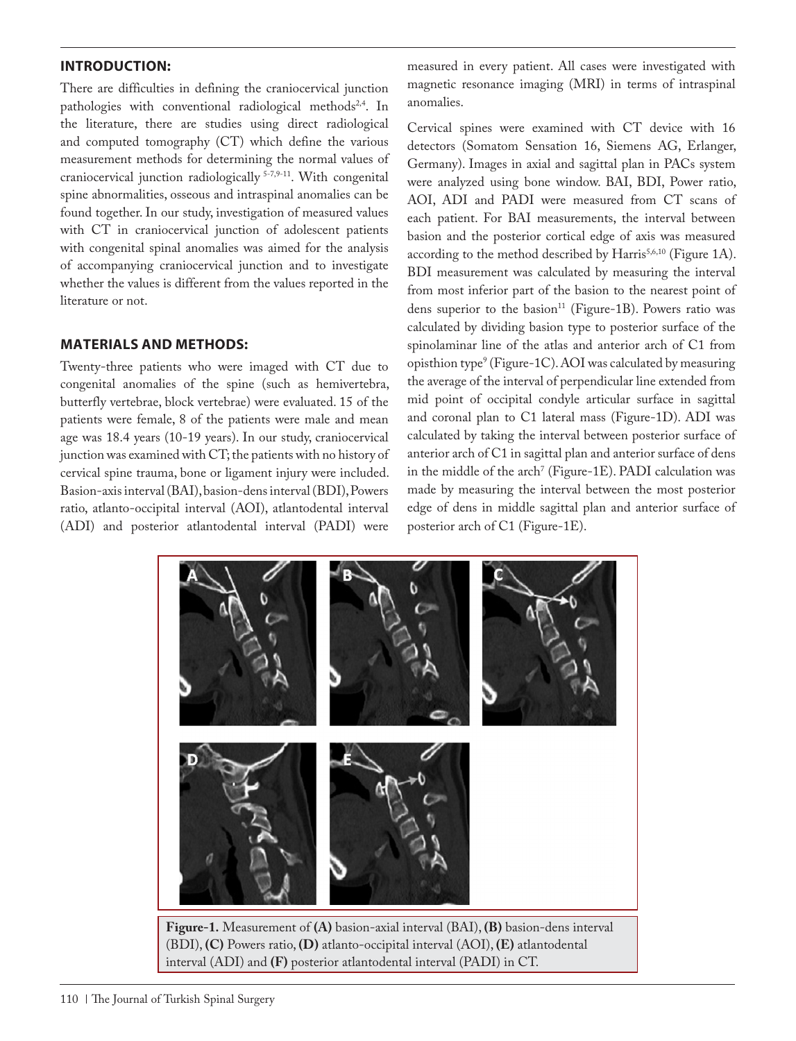## INTRODUCTION:

There are difficulties in defining the craniocervical junction pathologies with conventional radiological methods[2,4]. In the literature, there are studies using direct radiological and computed tomography (CT) which define the various measurement methods for determining the normal values of craniocervical junction radiologically [5-7,9-11]. With congenital spine abnormalities, osseous and intraspinal anomalies can be found together. In our study, investigation of measured values with CT in craniocervical junction of adolescent patients with congenital spinal anomalies was aimed for the analysis of accompanying craniocervical junction and to investigate whether the values is different from the values reported in the literature or not.

## MATERIALS AND METHODS:

Twenty-three patients who were imaged with CT due to congenital anomalies of the spine (such as hemivertebra, butterfly vertebrae, block vertebrae) were evaluated. 15 of the patients were female, 8 of the patients were male and mean age was 18.4 years (10-19 years). In our study, craniocervical junction was examined with CT; the patients with no history of cervical spine trauma, bone or ligament injury were included. Basion-axis interval (BAI), basion-dens interval (BDI), Powers ratio, atlanto-occipital interval (AOI), atlantodental interval (ADI) and posterior atlantodental interval (PADI) were measured in every patient. All cases were investigated with magnetic resonance imaging (MRI) in terms of intraspinal anomalies.

Cervical spines were examined with CT device with 16 detectors (Somatom Sensation 16, Siemens AG, Erlanger, Germany). Images in axial and sagittal plan in PACs system were analyzed using bone window. BAI, BDI, Power ratio, AOI, ADI and PADI were measured from CT scans of each patient. For BAI measurements, the interval between basion and the posterior cortical edge of axis was measured according to the method described by Harris[5,6,10] (Figure 1A). BDI measurement was calculated by measuring the interval from most inferior part of the basion to the nearest point of dens superior to the basion[11] (Figure-1B). Powers ratio was calculated by dividing basion type to posterior surface of the spinolaminar line of the atlas and anterior arch of C1 from opisthion type[9] (Figure-1C). AOI was calculated by measuring the average of the interval of perpendicular line extended from mid point of occipital condyle articular surface in sagittal and coronal plan to C1 lateral mass (Figure-1D). ADI was calculated by taking the interval between posterior surface of anterior arch of C1 in sagittal plan and anterior surface of dens in the middle of the arch[7] (Figure-1E). PADI calculation was made by measuring the interval between the most posterior edge of dens in middle sagittal plan and anterior surface of posterior arch of C1 (Figure-1E).

**Figure-1.** Measurement of **(A)** basion-axial interval (BAI), **(B)** basion-dens interval (BDI), **(C)** Powers ratio, **(D)** atlanto-occipital interval (AOI), **(E)** atlantodental interval (ADI) and **(F)** posterior atlantodental interval (PADI) in CT.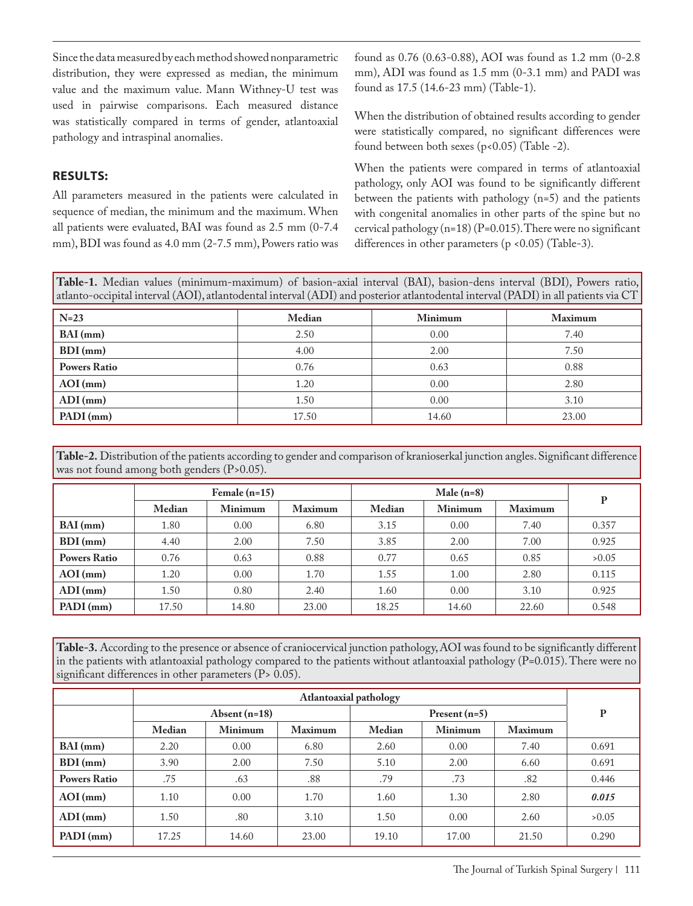Since the data measured by each method showed nonparametric distribution, they were expressed as median, the minimum value and the maximum value. Mann Withney-U test was used in pairwise comparisons. Each measured distance was statistically compared in terms of gender, atlantoaxial pathology and intraspinal anomalies.

## RESULTS:

All parameters measured in the patients were calculated in sequence of median, the minimum and the maximum. When all patients were evaluated, BAI was found as 2.5 mm (0-7.4 mm), BDI was found as 4.0 mm (2-7.5 mm), Powers ratio was found as 0.76 (0.63-0.88), AOI was found as 1.2 mm (0-2.8 mm), ADI was found as 1.5 mm (0-3.1 mm) and PADI was found as 17.5 (14.6-23 mm) (Table-1).

When the distribution of obtained results according to gender were statistically compared, no significant differences were found between both sexes ($p<0.05$) (Table -2).

When the patients were compared in terms of atlantoaxial pathology, only AOI was found to be significantly different between the patients with pathology (n=5) and the patients with congenital anomalies in other parts of the spine but no cervical pathology (n=18) ($P=0.015$). There were no significant differences in other parameters ($p<0.05$) (Table-3).

**Table-1.** Median values (minimum-maximum) of basion-axial interval (BAI), basion-dens interval (BDI), Powers ratio, atlanto-occipital interval (AOI), atlantodental interval (ADI) and posterior atlantodental interval (PADI) in all patients via CT

| N=23 | Median | Minimum | Maximum |
|---|---|---|---|
| **BAI (mm)** | 2.50 | 0.00 | 7.40 |
| **BDI (mm)** | 4.00 | 2.00 | 7.50 |
| **Powers Ratio** | 0.76 | 0.63 | 0.88 |
| **AOI (mm)** | 1.20 | 0.00 | 2.80 |
| **ADI (mm)** | 1.50 | 0.00 | 3.10 |
| **PADI (mm)** | 17.50 | 14.60 | 23.00 |

**Table-2.** Distribution of the patients according to gender and comparison of kranioserkal junction angles. Significant difference was not found among both genders ($P>0.05$).

| | Female (n=15) | | | Male (n=8) | | | P |
|---|---|---|---|---|---|---|---|
| | Median | Minimum | Maximum | Median | Minimum | Maximum | |
| **BAI (mm)** | 1.80 | 0.00 | 6.80 | 3.15 | 0.00 | 7.40 | 0.357 |
| **BDI (mm)** | 4.40 | 2.00 | 7.50 | 3.85 | 2.00 | 7.00 | 0.925 |
| **Powers Ratio** | 0.76 | 0.63 | 0.88 | 0.77 | 0.65 | 0.85 | >0.05 |
| **AOI (mm)** | 1.20 | 0.00 | 1.70 | 1.55 | 1.00 | 2.80 | 0.115 |
| **ADI (mm)** | 1.50 | 0.80 | 2.40 | 1.60 | 0.00 | 3.10 | 0.925 |
| **PADI (mm)** | 17.50 | 14.80 | 23.00 | 18.25 | 14.60 | 22.60 | 0.548 |

**Table-3.** According to the presence or absence of craniocervical junction pathology, AOI was found to be significantly different in the patients with atlantoaxial pathology compared to the patients without atlantoaxial pathology ($P=0.015$). There were no significant differences in other parameters ($P>0.05$).

| | Atlantoaxial pathology | | | | | | P |
|---|---|---|---|---|---|---|---|
| | Absent (n=18) | | | Present (n=5) | | | |
| | Median | Minimum | Maximum | Median | Minimum | Maximum | |
| **BAI (mm)** | 2.20 | 0.00 | 6.80 | 2.60 | 0.00 | 7.40 | 0.691 |
| **BDI (mm)** | 3.90 | 2.00 | 7.50 | 5.10 | 2.00 | 6.60 | 0.691 |
| **Powers Ratio** | .75 | .63 | .88 | .79 | .73 | .82 | 0.446 |
| **AOI (mm)** | 1.10 | 0.00 | 1.70 | 1.60 | 1.30 | 2.80 | ***0.015*** |
| **ADI (mm)** | 1.50 | .80 | 3.10 | 1.50 | 0.00 | 2.60 | >0.05 |
| **PADI (mm)** | 17.25 | 14.60 | 23.00 | 19.10 | 17.00 | 21.50 | 0.290 |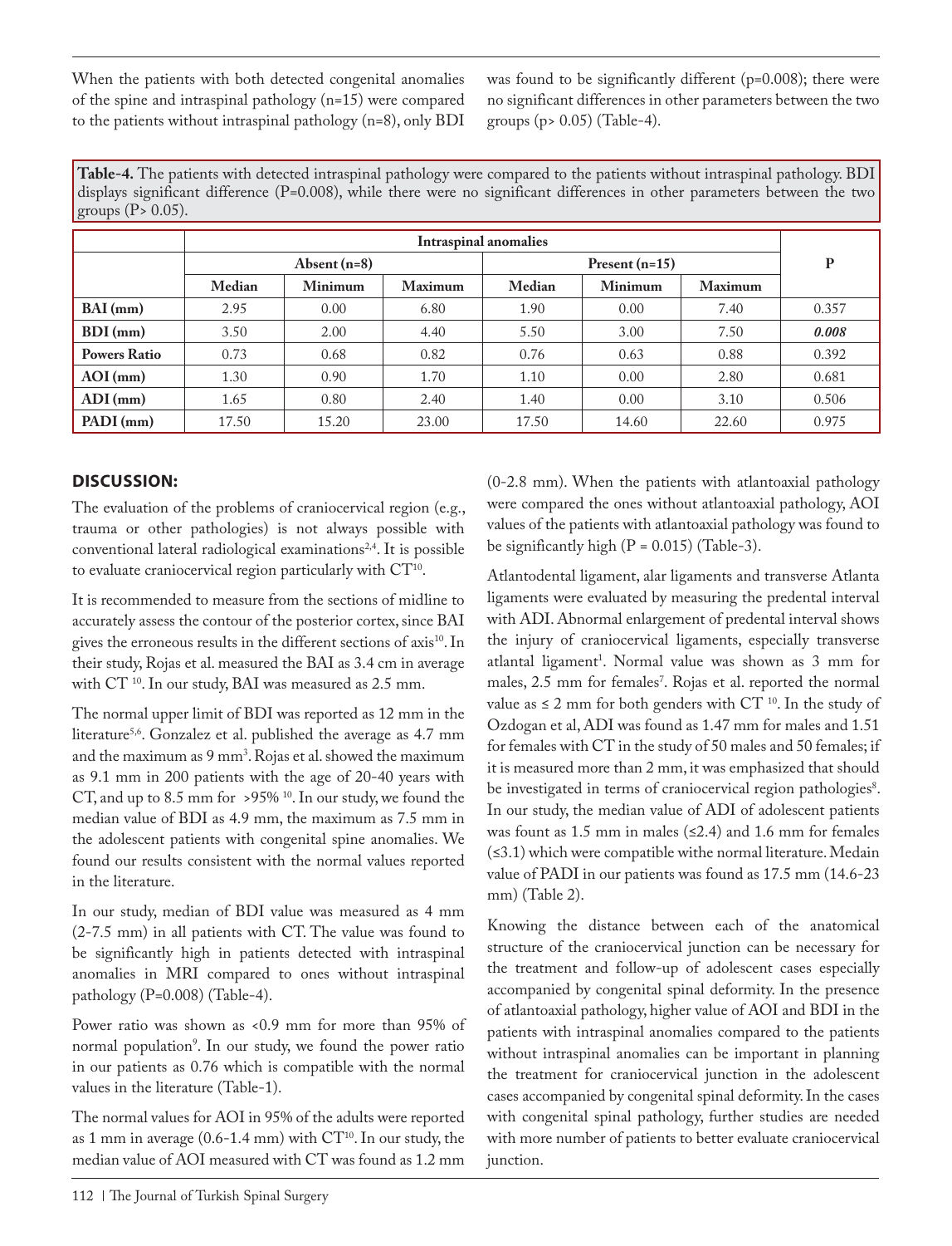When the patients with both detected congenital anomalies of the spine and intraspinal pathology (n=15) were compared to the patients without intraspinal pathology (n=8), only BDI was found to be significantly different (p=0.008); there were no significant differences in other parameters between the two groups (p> 0.05) (Table-4).

**Table-4.** The patients with detected intraspinal pathology were compared to the patients without intraspinal pathology. BDI displays significant difference (P=0.008), while there were no significant differences in other parameters between the two groups (P> 0.05).

| | Intraspinal anomalies | | | | | | P |
|---|---|---|---|---|---|---|---|
| | Absent (n=8) | | | Present (n=15) | | | |
| | Median | Minimum | Maximum | Median | Minimum | Maximum | |
| **BAI (mm)** | 2.95 | 0.00 | 6.80 | 1.90 | 0.00 | 7.40 | 0.357 |
| **BDI (mm)** | 3.50 | 2.00 | 4.40 | 5.50 | 3.00 | 7.50 | ***0.008*** |
| **Powers Ratio** | 0.73 | 0.68 | 0.82 | 0.76 | 0.63 | 0.88 | 0.392 |
| **AOI (mm)** | 1.30 | 0.90 | 1.70 | 1.10 | 0.00 | 2.80 | 0.681 |
| **ADI (mm)** | 1.65 | 0.80 | 2.40 | 1.40 | 0.00 | 3.10 | 0.506 |
| **PADI (mm)** | 17.50 | 15.20 | 23.00 | 17.50 | 14.60 | 22.60 | 0.975 |

## DISCUSSION:

The evaluation of the problems of craniocervical region (e.g., trauma or other pathologies) is not always possible with conventional lateral radiological examinations[2,4]. It is possible to evaluate craniocervical region particularly with CT[10].

It is recommended to measure from the sections of midline to accurately assess the contour of the posterior cortex, since BAI gives the erroneous results in the different sections of axis[10]. In their study, Rojas et al. measured the BAI as 3.4 cm in average with CT [10]. In our study, BAI was measured as 2.5 mm.

The normal upper limit of BDI was reported as 12 mm in the literature[5,6]. Gonzalez et al. published the average as 4.7 mm and the maximum as 9 mm[3]. Rojas et al. showed the maximum as 9.1 mm in 200 patients with the age of 20-40 years with CT, and up to 8.5 mm for >95% [10]. In our study, we found the median value of BDI as 4.9 mm, the maximum as 7.5 mm in the adolescent patients with congenital spine anomalies. We found our results consistent with the normal values reported in the literature.

In our study, median of BDI value was measured as 4 mm (2-7.5 mm) in all patients with CT. The value was found to be significantly high in patients detected with intraspinal anomalies in MRI compared to ones without intraspinal pathology (P=0.008) (Table-4).

Power ratio was shown as <0.9 mm for more than 95% of normal population[9]. In our study, we found the power ratio in our patients as 0.76 which is compatible with the normal values in the literature (Table-1).

The normal values for AOI in 95% of the adults were reported as 1 mm in average (0.6-1.4 mm) with CT[10]. In our study, the median value of AOI measured with CT was found as 1.2 mm (0-2.8 mm). When the patients with atlantoaxial pathology were compared the ones without atlantoaxial pathology, AOI values of the patients with atlantoaxial pathology was found to be significantly high (P = 0.015) (Table-3).

Atlantodental ligament, alar ligaments and transverse Atlanta ligaments were evaluated by measuring the predental interval with ADI. Abnormal enlargement of predental interval shows the injury of craniocervical ligaments, especially transverse atlantal ligament[1]. Normal value was shown as 3 mm for males, 2.5 mm for females[7]. Rojas et al. reported the normal value as ≤ 2 mm for both genders with CT [10]. In the study of Ozdogan et al, ADI was found as 1.47 mm for males and 1.51 for females with CT in the study of 50 males and 50 females; if it is measured more than 2 mm, it was emphasized that should be investigated in terms of craniocervical region pathologies[8]. In our study, the median value of ADI of adolescent patients was fount as 1.5 mm in males (≤2.4) and 1.6 mm for females (≤3.1) which were compatible withe normal literature. Medain value of PADI in our patients was found as 17.5 mm (14.6-23 mm) (Table 2).

Knowing the distance between each of the anatomical structure of the craniocervical junction can be necessary for the treatment and follow-up of adolescent cases especially accompanied by congenital spinal deformity. In the presence of atlantoaxial pathology, higher value of AOI and BDI in the patients with intraspinal anomalies compared to the patients without intraspinal anomalies can be important in planning the treatment for craniocervical junction in the adolescent cases accompanied by congenital spinal deformity. In the cases with congenital spinal pathology, further studies are needed with more number of patients to better evaluate craniocervical junction.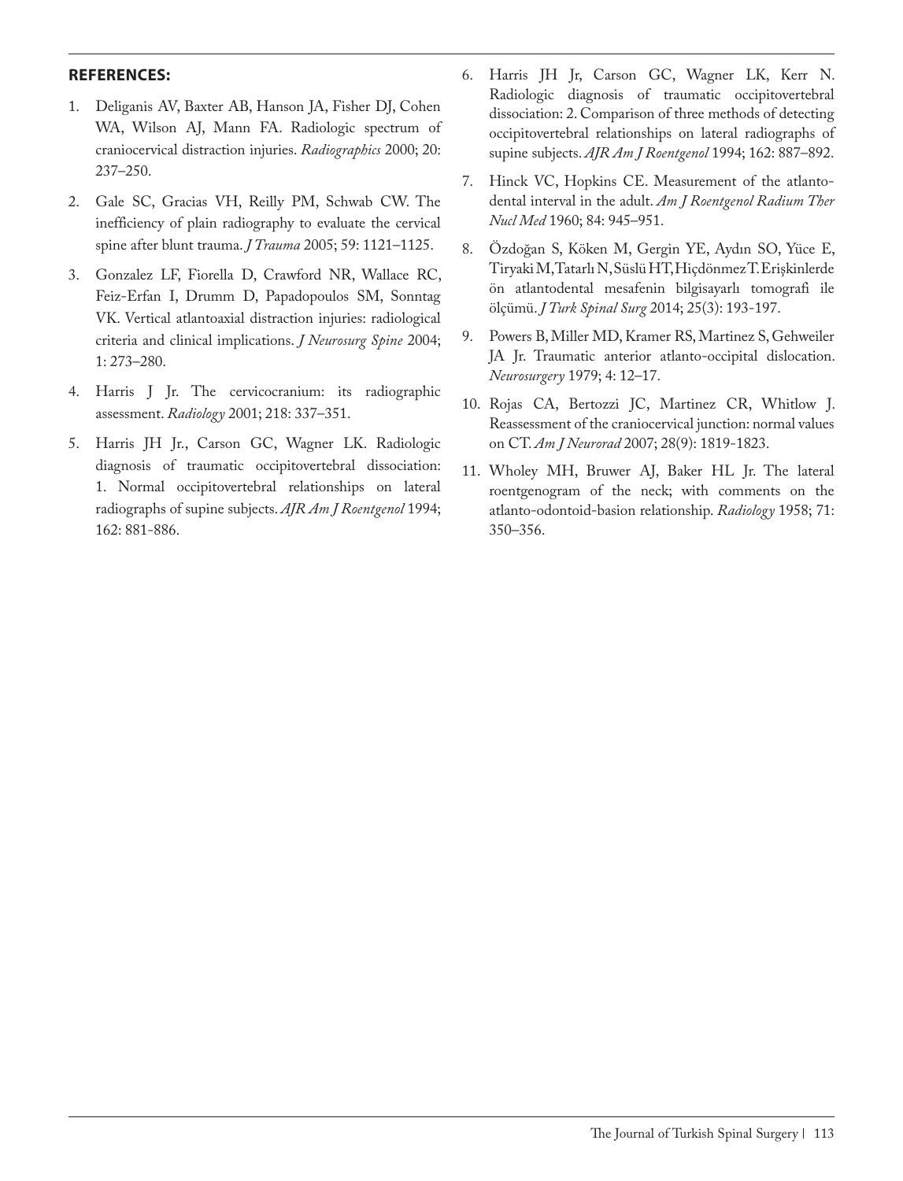## REFERENCES:

1. Deliganis AV, Baxter AB, Hanson JA, Fisher DJ, Cohen WA, Wilson AJ, Mann FA. Radiologic spectrum of craniocervical distraction injuries. *Radiographics* 2000; 20: 237–250.
2. Gale SC, Gracias VH, Reilly PM, Schwab CW. The inefficiency of plain radiography to evaluate the cervical spine after blunt trauma. *J Trauma* 2005; 59: 1121–1125.
3. Gonzalez LF, Fiorella D, Crawford NR, Wallace RC, Feiz-Erfan I, Drumm D, Papadopoulos SM, Sonntag VK. Vertical atlantoaxial distraction injuries: radiological criteria and clinical implications. *J Neurosurg Spine* 2004; 1: 273–280.
4. Harris J Jr. The cervicocranium: its radiographic assessment. *Radiology* 2001; 218: 337–351.
5. Harris JH Jr., Carson GC, Wagner LK. Radiologic diagnosis of traumatic occipitovertebral dissociation: 1. Normal occipitovertebral relationships on lateral radiographs of supine subjects. *AJR Am J Roentgenol* 1994; 162: 881-886.
6. Harris JH Jr, Carson GC, Wagner LK, Kerr N. Radiologic diagnosis of traumatic occipitovertebral dissociation: 2. Comparison of three methods of detecting occipitovertebral relationships on lateral radiographs of supine subjects. *AJR Am J Roentgenol* 1994; 162: 887–892.
7. Hinck VC, Hopkins CE. Measurement of the atlanto-dental interval in the adult. *Am J Roentgenol Radium Ther Nucl Med* 1960; 84: 945–951.
8. Özdoğan S, Köken M, Gergin YE, Aydın SO, Yüce E, Tiryaki M, Tatarlı N, Süslü HT, Hiçdönmez T. Erişkinlerde ön atlantodental mesafenin bilgisayarlı tomografi ile ölçümü. *J Turk Spinal Surg* 2014; 25(3): 193-197.
9. Powers B, Miller MD, Kramer RS, Martinez S, Gehweiler JA Jr. Traumatic anterior atlanto-occipital dislocation. *Neurosurgery* 1979; 4: 12–17.
10. Rojas CA, Bertozzi JC, Martinez CR, Whitlow J. Reassessment of the craniocervical junction: normal values on CT. *Am J Neurorad* 2007; 28(9): 1819-1823.
11. Wholey MH, Bruwer AJ, Baker HL Jr. The lateral roentgenogram of the neck; with comments on the atlanto-odontoid-basion relationship. *Radiology* 1958; 71: 350–356.